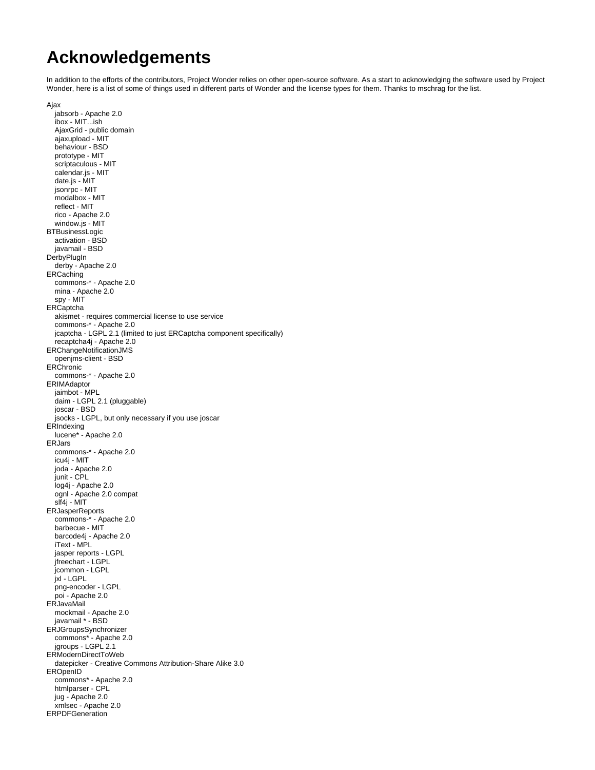# Acknowledgements

In addition to the efforts of the contributors, Project Wonder relies on other open-source software. As a start to acknowledging the software used by Project Wonder, here is a list of some of things used in different parts of Wonder and the license types for them. Thanks to mschrag for the list.

- Ajax
  - jabsorb - Apache 2.0
  - ibox - MIT...ish
  - AjaxGrid - public domain
  - ajaxupload - MIT
  - behaviour - BSD
  - prototype - MIT
  - scriptaculous - MIT
  - calendar.js - MIT
  - date.js - MIT
  - jsonrpc - MIT
  - modalbox - MIT
  - reflect - MIT
  - rico - Apache 2.0
  - window.js - MIT
- BTBusinessLogic
  - activation - BSD
  - javamail - BSD
- DerbyPlugIn
  - derby - Apache 2.0
- ERCaching
  - commons-* - Apache 2.0
  - mina - Apache 2.0
  - spy - MIT
- ERCaptcha
  - akismet - requires commercial license to use service
  - commons-* - Apache 2.0
  - jcaptcha - LGPL 2.1 (limited to just ERCaptcha component specifically)
  - recaptcha4j - Apache 2.0
- ERChangeNotificationJMS
  - openjms-client - BSD
- ERChronic
  - commons-* - Apache 2.0
- ERIMAdaptor
  - jaimbot - MPL
  - daim - LGPL 2.1 (pluggable)
  - joscar - BSD
  - jsocks - LGPL, but only necessary if you use joscar
- ERIndexing
  - lucene* - Apache 2.0
- ERJars
  - commons-* - Apache 2.0
  - icu4j - MIT
  - joda - Apache 2.0
  - junit - CPL
  - log4j - Apache 2.0
  - ognl - Apache 2.0 compat
  - slf4j - MIT
- ERJasperReports
  - commons-* - Apache 2.0
  - barbecue - MIT
  - barcode4j - Apache 2.0
  - iText - MPL
  - jasper reports - LGPL
  - jfreechart - LGPL
  - jcommon - LGPL
  - jxl - LGPL
  - png-encoder - LGPL
  - poi - Apache 2.0
- ERJavaMail
  - mockmail - Apache 2.0
  - javamail * - BSD
- ERJGroupsSynchronizer
  - commons* - Apache 2.0
  - jgroups - LGPL 2.1
- ERModernDirectToWeb
  - datepicker - Creative Commons Attribution-Share Alike 3.0
- EROpenID
  - commons* - Apache 2.0
  - htmlparser - CPL
  - jug - Apache 2.0
  - xmlsec - Apache 2.0
- ERPDFGeneration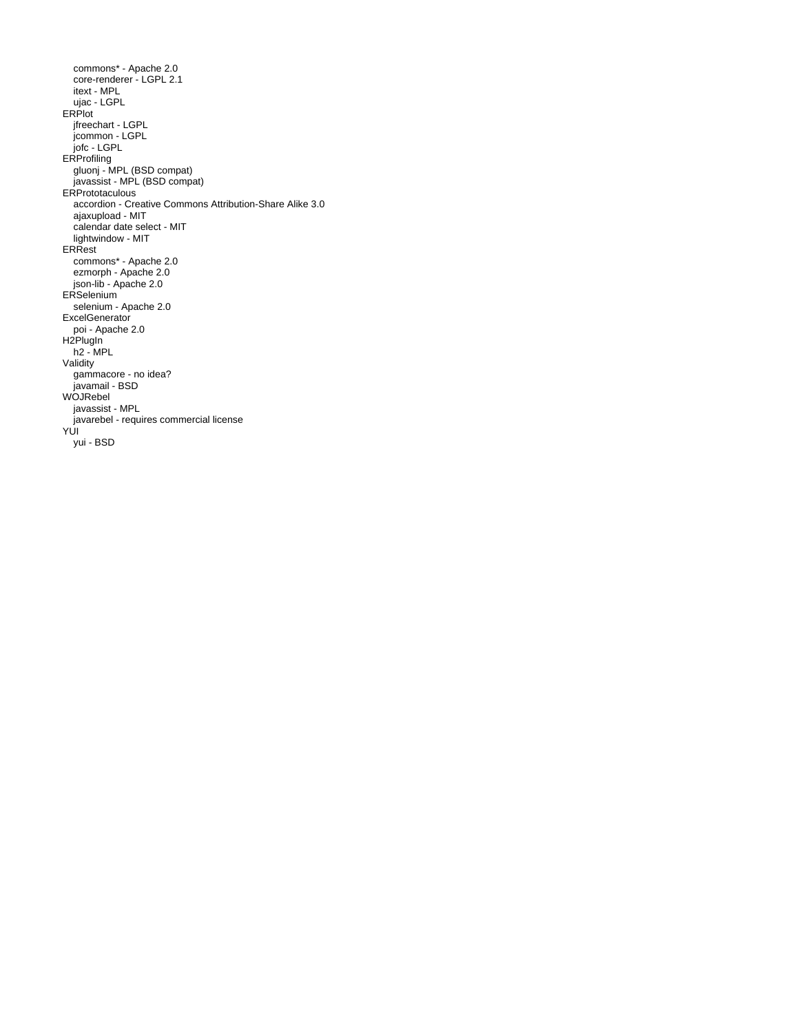- commons* - Apache 2.0
- core-renderer - LGPL 2.1
- itext - MPL
- ujac - LGPL

ERPlot
- jfreechart - LGPL
- jcommon - LGPL
- jofc - LGPL

ERProfiling
- gluonj - MPL (BSD compat)
- javassist - MPL (BSD compat)

ERPrototaculous
- accordion - Creative Commons Attribution-Share Alike 3.0
- ajaxupload - MIT
- calendar date select - MIT
- lightwindow - MIT

ERRest
- commons* - Apache 2.0
- ezmorph - Apache 2.0
- json-lib - Apache 2.0

ERSelenium
- selenium - Apache 2.0

ExcelGenerator
- poi - Apache 2.0

H2PlugIn
- h2 - MPL

Validity
- gammacore - no idea?
- javamail - BSD

WOJRebel
- javassist - MPL
- javarebel - requires commercial license

YUI
- yui - BSD